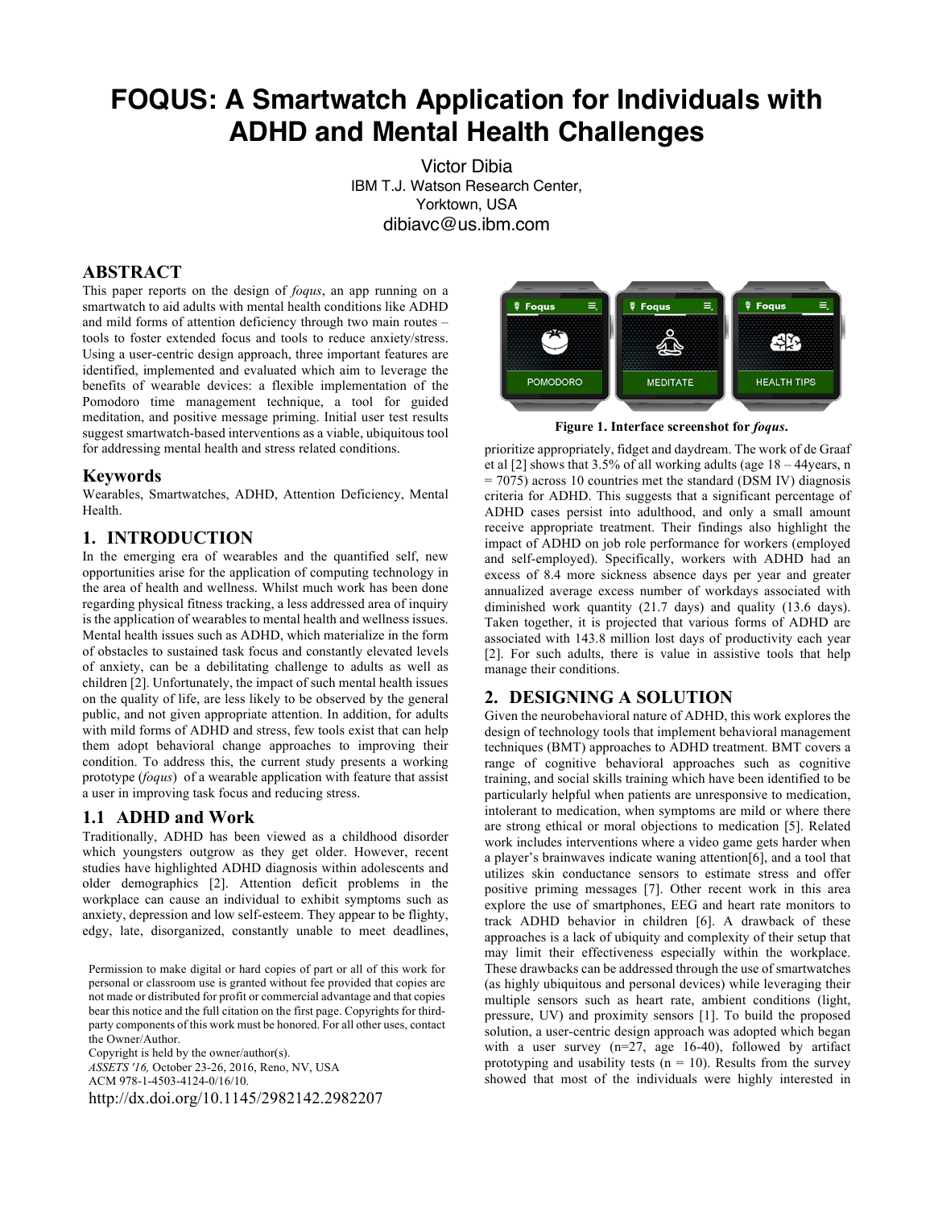# FOQUS: A Smartwatch Application for Individuals with ADHD and Mental Health Challenges

Victor Dibia
IBM T.J. Watson Research Center,
Yorktown, USA
dibiavc@us.ibm.com

## ABSTRACT

This paper reports on the design of *foqus*, an app running on a smartwatch to aid adults with mental health conditions like ADHD and mild forms of attention deficiency through two main routes – tools to foster extended focus and tools to reduce anxiety/stress. Using a user-centric design approach, three important features are identified, implemented and evaluated which aim to leverage the benefits of wearable devices: a flexible implementation of the Pomodoro time management technique, a tool for guided meditation, and positive message priming. Initial user test results suggest smartwatch-based interventions as a viable, ubiquitous tool for addressing mental health and stress related conditions.

## Keywords

Wearables, Smartwatches, ADHD, Attention Deficiency, Mental Health.

## 1. INTRODUCTION

In the emerging era of wearables and the quantified self, new opportunities arise for the application of computing technology in the area of health and wellness. Whilst much work has been done regarding physical fitness tracking, a less addressed area of inquiry is the application of wearables to mental health and wellness issues. Mental health issues such as ADHD, which materialize in the form of obstacles to sustained task focus and constantly elevated levels of anxiety, can be a debilitating challenge to adults as well as children [2]. Unfortunately, the impact of such mental health issues on the quality of life, are less likely to be observed by the general public, and not given appropriate attention. In addition, for adults with mild forms of ADHD and stress, few tools exist that can help them adopt behavioral change approaches to improving their condition. To address this, the current study presents a working prototype (*foqus*) of a wearable application with feature that assist a user in improving task focus and reducing stress.

### 1.1 ADHD and Work

Traditionally, ADHD has been viewed as a childhood disorder which youngsters outgrow as they get older. However, recent studies have highlighted ADHD diagnosis within adolescents and older demographics [2]. Attention deficit problems in the workplace can cause an individual to exhibit symptoms such as anxiety, depression and low self-esteem. They appear to be flighty, edgy, late, disorganized, constantly unable to meet deadlines, prioritize appropriately, fidget and daydream. The work of de Graaf et al [2] shows that 3.5% of all working adults (age 18 – 44years, n = 7075) across 10 countries met the standard (DSM IV) diagnosis criteria for ADHD. This suggests that a significant percentage of ADHD cases persist into adulthood, and only a small amount receive appropriate treatment. Their findings also highlight the impact of ADHD on job role performance for workers (employed and self-employed). Specifically, workers with ADHD had an excess of 8.4 more sickness absence days per year and greater annualized average excess number of workdays associated with diminished work quantity (21.7 days) and quality (13.6 days). Taken together, it is projected that various forms of ADHD are associated with 143.8 million lost days of productivity each year [2]. For such adults, there is value in assistive tools that help manage their conditions.

Permission to make digital or hard copies of part or all of this work for personal or classroom use is granted without fee provided that copies are not made or distributed for profit or commercial advantage and that copies bear this notice and the full citation on the first page. Copyrights for third-party components of this work must be honored. For all other uses, contact the Owner/Author.
Copyright is held by the owner/author(s).
*ASSETS '16,* October 23-26, 2016, Reno, NV, USA
ACM 978-1-4503-4124-0/16/10.
http://dx.doi.org/10.1145/2982142.2982207

Foqus
POMODORO
Foqus
MEDITATE
Foqus
HEALTH TIPS

**Figure 1. Interface screenshot for *foqus*.**

## 2. DESIGNING A SOLUTION

Given the neurobehavioral nature of ADHD, this work explores the design of technology tools that implement behavioral management techniques (BMT) approaches to ADHD treatment. BMT covers a range of cognitive behavioral approaches such as cognitive training, and social skills training which have been identified to be particularly helpful when patients are unresponsive to medication, intolerant to medication, when symptoms are mild or where there are strong ethical or moral objections to medication [5]. Related work includes interventions where a video game gets harder when a player's brainwaves indicate waning attention[6], and a tool that utilizes skin conductance sensors to estimate stress and offer positive priming messages [7]. Other recent work in this area explore the use of smartphones, EEG and heart rate monitors to track ADHD behavior in children [6]. A drawback of these approaches is a lack of ubiquity and complexity of their setup that may limit their effectiveness especially within the workplace. These drawbacks can be addressed through the use of smartwatches (as highly ubiquitous and personal devices) while leveraging their multiple sensors such as heart rate, ambient conditions (light, pressure, UV) and proximity sensors [1]. To build the proposed solution, a user-centric design approach was adopted which began with a user survey (n=27, age 16-40), followed by artifact prototyping and usability tests (n = 10). Results from the survey showed that most of the individuals were highly interested in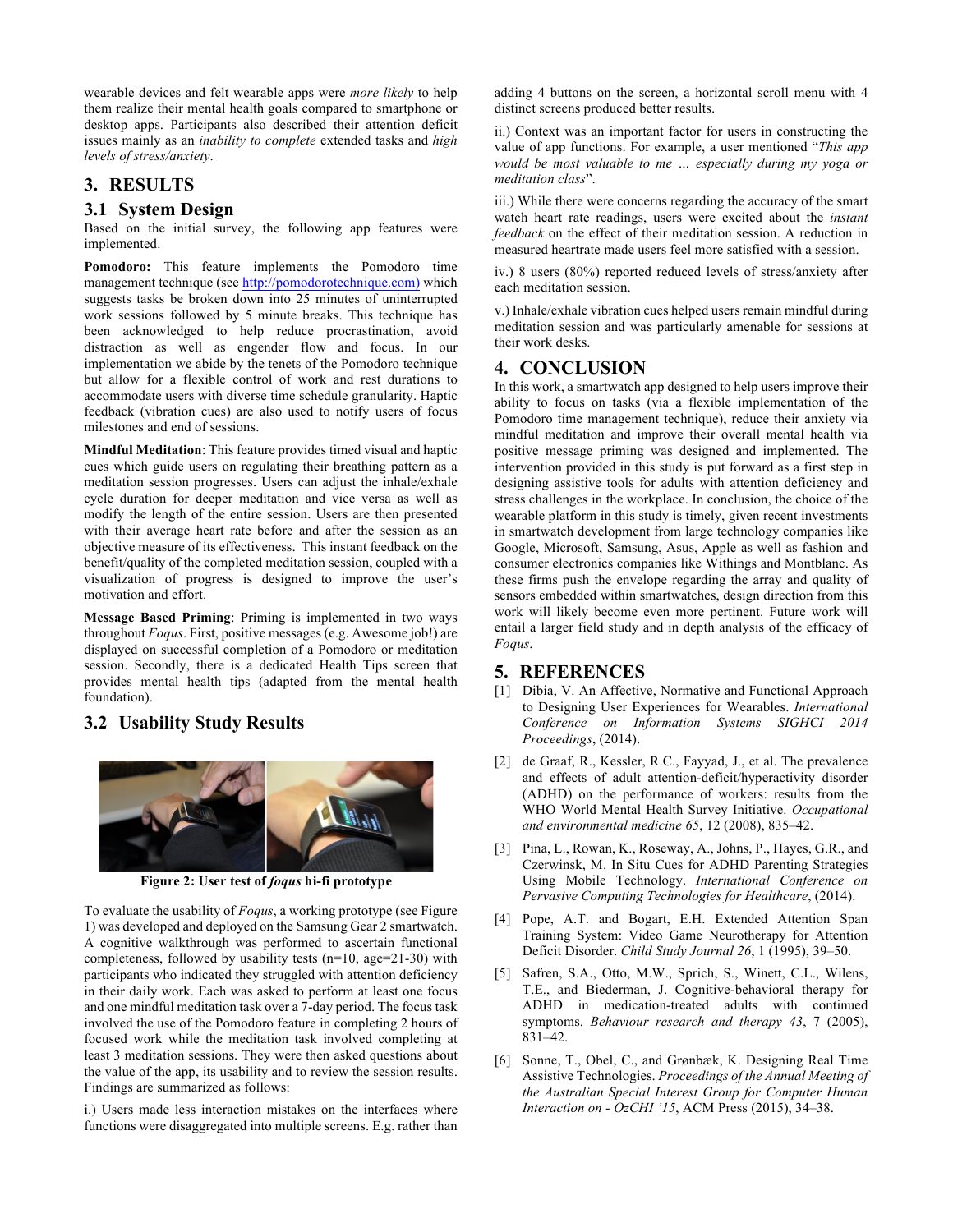wearable devices and felt wearable apps were *more likely* to help them realize their mental health goals compared to smartphone or desktop apps. Participants also described their attention deficit issues mainly as an *inability to complete* extended tasks and *high levels of stress/anxiety*.

# 3. RESULTS

## 3.1 System Design

Based on the initial survey, the following app features were implemented.

**Pomodoro:** This feature implements the Pomodoro time management technique (see http://pomodorotechnique.com) which suggests tasks be broken down into 25 minutes of uninterrupted work sessions followed by 5 minute breaks. This technique has been acknowledged to help reduce procrastination, avoid distraction as well as engender flow and focus. In our implementation we abide by the tenets of the Pomodoro technique but allow for a flexible control of work and rest durations to accommodate users with diverse time schedule granularity. Haptic feedback (vibration cues) are also used to notify users of focus milestones and end of sessions.

**Mindful Meditation**: This feature provides timed visual and haptic cues which guide users on regulating their breathing pattern as a meditation session progresses. Users can adjust the inhale/exhale cycle duration for deeper meditation and vice versa as well as modify the length of the entire session. Users are then presented with their average heart rate before and after the session as an objective measure of its effectiveness. This instant feedback on the benefit/quality of the completed meditation session, coupled with a visualization of progress is designed to improve the user's motivation and effort.

**Message Based Priming**: Priming is implemented in two ways throughout *Foqus*. First, positive messages (e.g. Awesome job!) are displayed on successful completion of a Pomodoro or meditation session. Secondly, there is a dedicated Health Tips screen that provides mental health tips (adapted from the mental health foundation).

## 3.2 Usability Study Results

**Figure 2: User test of *foqus* hi-fi prototype**

To evaluate the usability of *Foqus*, a working prototype (see Figure 1) was developed and deployed on the Samsung Gear 2 smartwatch. A cognitive walkthrough was performed to ascertain functional completeness, followed by usability tests (n=10, age=21-30) with participants who indicated they struggled with attention deficiency in their daily work. Each was asked to perform at least one focus and one mindful meditation task over a 7-day period. The focus task involved the use of the Pomodoro feature in completing 2 hours of focused work while the meditation task involved completing at least 3 meditation sessions. They were then asked questions about the value of the app, its usability and to review the session results. Findings are summarized as follows:

i.) Users made less interaction mistakes on the interfaces where functions were disaggregated into multiple screens. E.g. rather than adding 4 buttons on the screen, a horizontal scroll menu with 4 distinct screens produced better results.

ii.) Context was an important factor for users in constructing the value of app functions. For example, a user mentioned "*This app would be most valuable to me … especially during my yoga or meditation class*".

iii.) While there were concerns regarding the accuracy of the smart watch heart rate readings, users were excited about the *instant feedback* on the effect of their meditation session. A reduction in measured heartrate made users feel more satisfied with a session.

iv.) 8 users (80%) reported reduced levels of stress/anxiety after each meditation session.

v.) Inhale/exhale vibration cues helped users remain mindful during meditation session and was particularly amenable for sessions at their work desks.

# 4. CONCLUSION

In this work, a smartwatch app designed to help users improve their ability to focus on tasks (via a flexible implementation of the Pomodoro time management technique), reduce their anxiety via mindful meditation and improve their overall mental health via positive message priming was designed and implemented. The intervention provided in this study is put forward as a first step in designing assistive tools for adults with attention deficiency and stress challenges in the workplace. In conclusion, the choice of the wearable platform in this study is timely, given recent investments in smartwatch development from large technology companies like Google, Microsoft, Samsung, Asus, Apple as well as fashion and consumer electronics companies like Withings and Montblanc. As these firms push the envelope regarding the array and quality of sensors embedded within smartwatches, design direction from this work will likely become even more pertinent. Future work will entail a larger field study and in depth analysis of the efficacy of *Foqus*.

# 5. REFERENCES

[1] Dibia, V. An Affective, Normative and Functional Approach to Designing User Experiences for Wearables. *International Conference on Information Systems SIGHCI 2014 Proceedings*, (2014).

[2] de Graaf, R., Kessler, R.C., Fayyad, J., et al. The prevalence and effects of adult attention-deficit/hyperactivity disorder (ADHD) on the performance of workers: results from the WHO World Mental Health Survey Initiative. *Occupational and environmental medicine 65*, 12 (2008), 835–42.

[3] Pina, L., Rowan, K., Roseway, A., Johns, P., Hayes, G.R., and Czerwinsk, M. In Situ Cues for ADHD Parenting Strategies Using Mobile Technology. *International Conference on Pervasive Computing Technologies for Healthcare*, (2014).

[4] Pope, A.T. and Bogart, E.H. Extended Attention Span Training System: Video Game Neurotherapy for Attention Deficit Disorder. *Child Study Journal 26*, 1 (1995), 39–50.

[5] Safren, S.A., Otto, M.W., Sprich, S., Winett, C.L., Wilens, T.E., and Biederman, J. Cognitive-behavioral therapy for ADHD in medication-treated adults with continued symptoms. *Behaviour research and therapy 43*, 7 (2005), 831–42.

[6] Sonne, T., Obel, C., and Grønbæk, K. Designing Real Time Assistive Technologies. *Proceedings of the Annual Meeting of the Australian Special Interest Group for Computer Human Interaction on - OzCHI '15*, ACM Press (2015), 34–38.